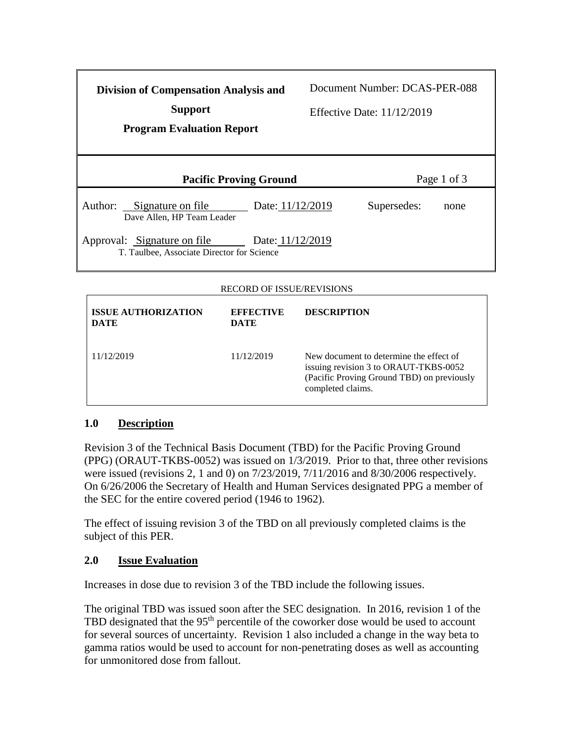| **Division of Compensation Analysis and Support** **Program Evaluation Report** | Document Number: DCAS-PER-088 Effective Date: 11/12/2019 |
|---|---|

| **Pacific Proving Ground** | |
|---|---|
| Author: Signature on file Dave Allen, HP Team Leader | Date: 11/12/2019 | Supersedes: none |
| Approval: Signature on file T. Taulbee, Associate Director for Science | Date: 11/12/2019 | |

RECORD OF ISSUE/REVISIONS

| ISSUE AUTHORIZATION DATE | EFFECTIVE DATE | DESCRIPTION |
|---|---|---|
| 11/12/2019 | 11/12/2019 | New document to determine the effect of issuing revision 3 to ORAUT-TKBS-0052 (Pacific Proving Ground TBD) on previously completed claims. |

## 1.0 Description

Revision 3 of the Technical Basis Document (TBD) for the Pacific Proving Ground (PPG) (ORAUT-TKBS-0052) was issued on 1/3/2019. Prior to that, three other revisions were issued (revisions 2, 1 and 0) on 7/23/2019, 7/11/2016 and 8/30/2006 respectively. On 6/26/2006 the Secretary of Health and Human Services designated PPG a member of the SEC for the entire covered period (1946 to 1962).

The effect of issuing revision 3 of the TBD on all previously completed claims is the subject of this PER.

## 2.0 Issue Evaluation

Increases in dose due to revision 3 of the TBD include the following issues.

The original TBD was issued soon after the SEC designation. In 2016, revision 1 of the TBD designated that the 95th percentile of the coworker dose would be used to account for several sources of uncertainty. Revision 1 also included a change in the way beta to gamma ratios would be used to account for non-penetrating doses as well as accounting for unmonitored dose from fallout.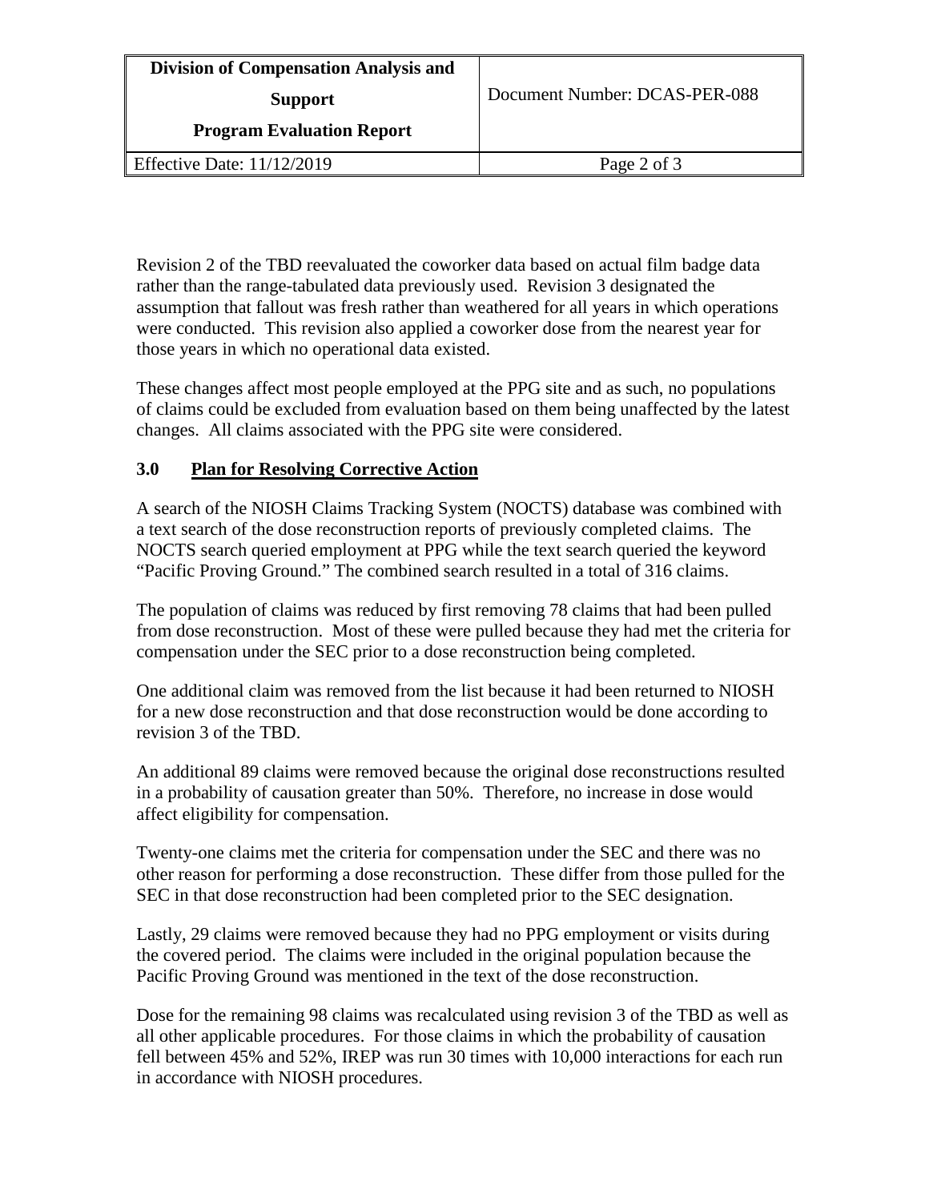Revision 2 of the TBD reevaluated the coworker data based on actual film badge data rather than the range-tabulated data previously used. Revision 3 designated the assumption that fallout was fresh rather than weathered for all years in which operations were conducted. This revision also applied a coworker dose from the nearest year for those years in which no operational data existed.

These changes affect most people employed at the PPG site and as such, no populations of claims could be excluded from evaluation based on them being unaffected by the latest changes. All claims associated with the PPG site were considered.

## 3.0 Plan for Resolving Corrective Action

A search of the NIOSH Claims Tracking System (NOCTS) database was combined with a text search of the dose reconstruction reports of previously completed claims. The NOCTS search queried employment at PPG while the text search queried the keyword "Pacific Proving Ground." The combined search resulted in a total of 316 claims.

The population of claims was reduced by first removing 78 claims that had been pulled from dose reconstruction. Most of these were pulled because they had met the criteria for compensation under the SEC prior to a dose reconstruction being completed.

One additional claim was removed from the list because it had been returned to NIOSH for a new dose reconstruction and that dose reconstruction would be done according to revision 3 of the TBD.

An additional 89 claims were removed because the original dose reconstructions resulted in a probability of causation greater than 50%. Therefore, no increase in dose would affect eligibility for compensation.

Twenty-one claims met the criteria for compensation under the SEC and there was no other reason for performing a dose reconstruction. These differ from those pulled for the SEC in that dose reconstruction had been completed prior to the SEC designation.

Lastly, 29 claims were removed because they had no PPG employment or visits during the covered period. The claims were included in the original population because the Pacific Proving Ground was mentioned in the text of the dose reconstruction.

Dose for the remaining 98 claims was recalculated using revision 3 of the TBD as well as all other applicable procedures. For those claims in which the probability of causation fell between 45% and 52%, IREP was run 30 times with 10,000 interactions for each run in accordance with NIOSH procedures.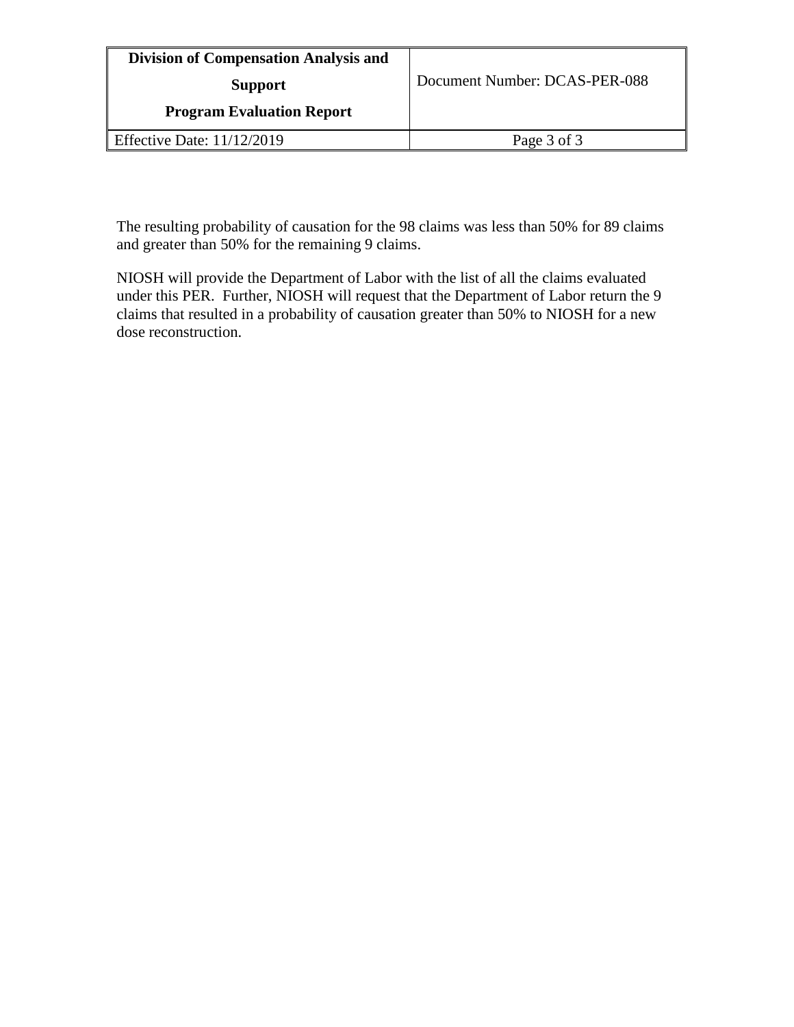The resulting probability of causation for the 98 claims was less than 50% for 89 claims and greater than 50% for the remaining 9 claims.

NIOSH will provide the Department of Labor with the list of all the claims evaluated under this PER. Further, NIOSH will request that the Department of Labor return the 9 claims that resulted in a probability of causation greater than 50% to NIOSH for a new dose reconstruction.